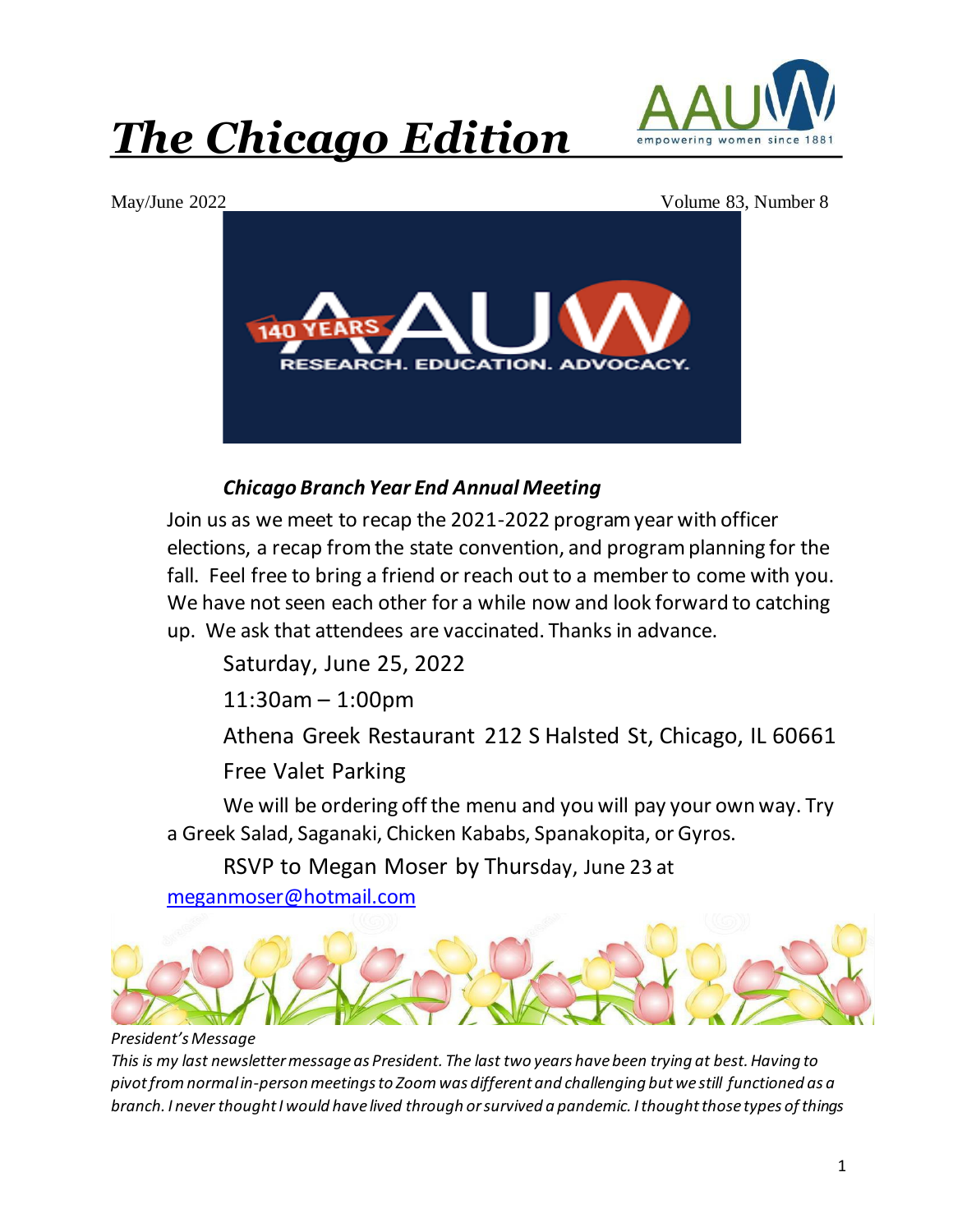# *The Chicago Edition*

May/June 2022 Volume 83, Number 8

### *Chicago Branch Year End Annual Meeting*

Join us as we meet to recap the 2021-2022 program year with officer elections, a recap from the state convention, and program planning for the fall. Feel free to bring a friend or reach out to a member to come with you. We have not seen each other for a while now and look forward to catching up. We ask that attendees are vaccinated. Thanks in advance.

Saturday, June 25, 2022

11:30am – 1:00pm

Athena Greek Restaurant 212 S Halsted St, Chicago, IL 60661

Free Valet Parking

We will be ordering off the menu and you will pay your own way. Try a Greek Salad, Saganaki, Chicken Kababs, Spanakopita, or Gyros.

RSVP to Megan Moser by Thursday, June 23 at meganmoser@hotmail.com

*President's Message*

*This is my last newsletter message as President. The last two years have been trying at best. Having to pivot from normal in-person meetings to Zoom was different and challenging but we still functioned as a branch. I never thought I would have lived through or survived a pandemic. I thought those types of things*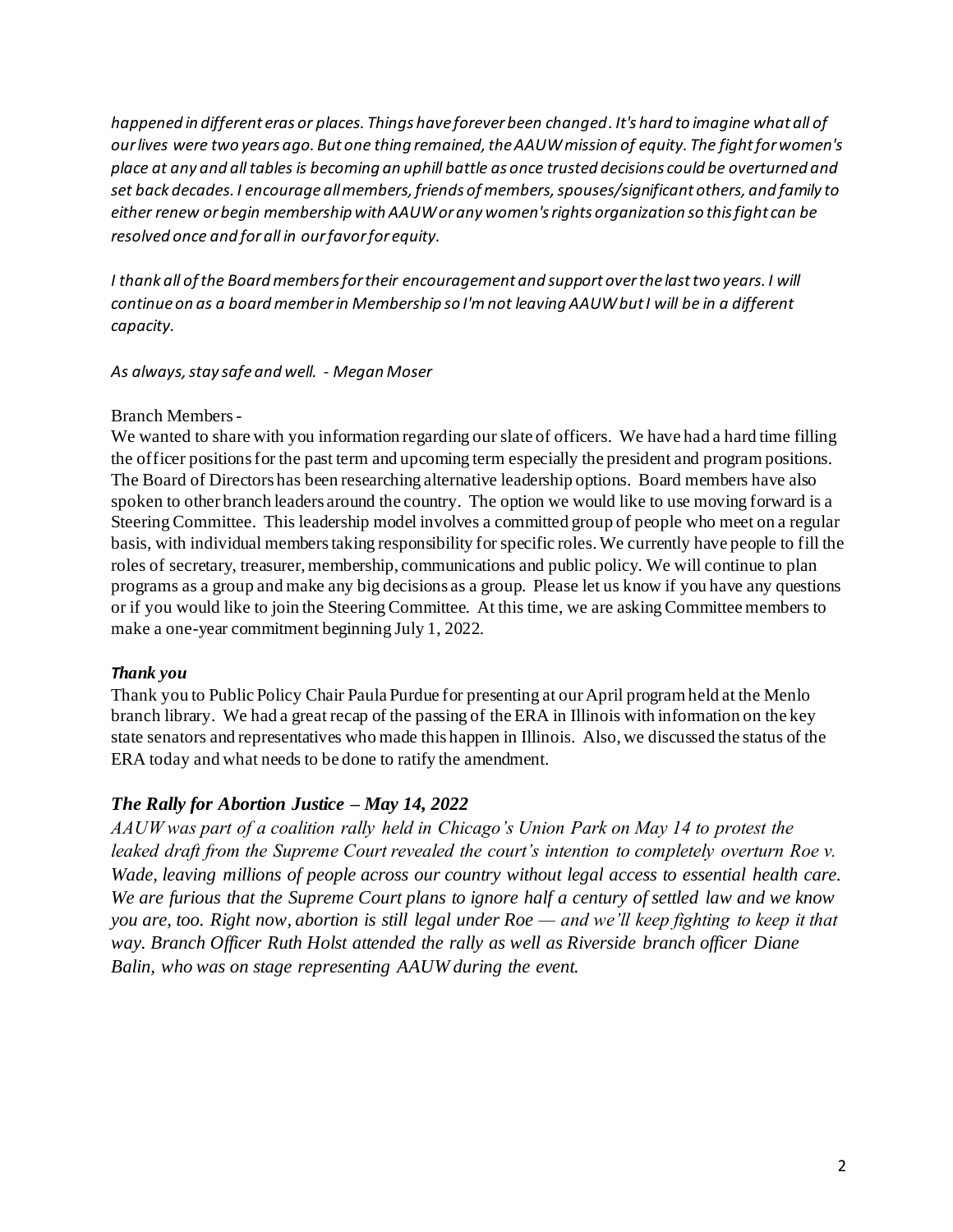*happened in different eras or places. Things have forever been changed. It's hard to imagine what all of our lives were two years ago. But one thing remained, the AAUW mission of equity. The fight for women's place at any and all tables is becoming an uphill battle as once trusted decisions could be overturned and set back decades. I encourage all members, friends of members, spouses/significant others, and family to either renew or begin membership with AAUW or any women's rights organization so this fight can be resolved once and for all in our favor for equity.*

*I thank all of the Board members for their encouragement and support over the last two years. I will continue on as a board member in Membership so I'm not leaving AAUW but I will be in a different capacity.*

*As always, stay safe and well. - Megan Moser*

Branch Members -
We wanted to share with you information regarding our slate of officers. We have had a hard time filling the officer positions for the past term and upcoming term especially the president and program positions. The Board of Directors has been researching alternative leadership options. Board members have also spoken to other branch leaders around the country. The option we would like to use moving forward is a Steering Committee. This leadership model involves a committed group of people who meet on a regular basis, with individual members taking responsibility for specific roles. We currently have people to fill the roles of secretary, treasurer, membership, communications and public policy. We will continue to plan programs as a group and make any big decisions as a group. Please let us know if you have any questions or if you would like to join the Steering Committee. At this time, we are asking Committee members to make a one-year commitment beginning July 1, 2022.

***Thank you***

Thank you to Public Policy Chair Paula Purdue for presenting at our April program held at the Menlo branch library. We had a great recap of the passing of the ERA in Illinois with information on the key state senators and representatives who made this happen in Illinois. Also, we discussed the status of the ERA today and what needs to be done to ratify the amendment.

## *The Rally for Abortion Justice – May 14, 2022*

*AAUW was part of a coalition rally held in Chicago's Union Park on May 14 to protest the leaked draft from the Supreme Court revealed the court's intention to completely overturn Roe v. Wade, leaving millions of people across our country without legal access to essential health care. We are furious that the Supreme Court plans to ignore half a century of settled law and we know you are, too. Right now, abortion is still legal under Roe — and we'll keep fighting to keep it that way. Branch Officer Ruth Holst attended the rally as well as Riverside branch officer Diane Balin, who was on stage representing AAUW during the event.*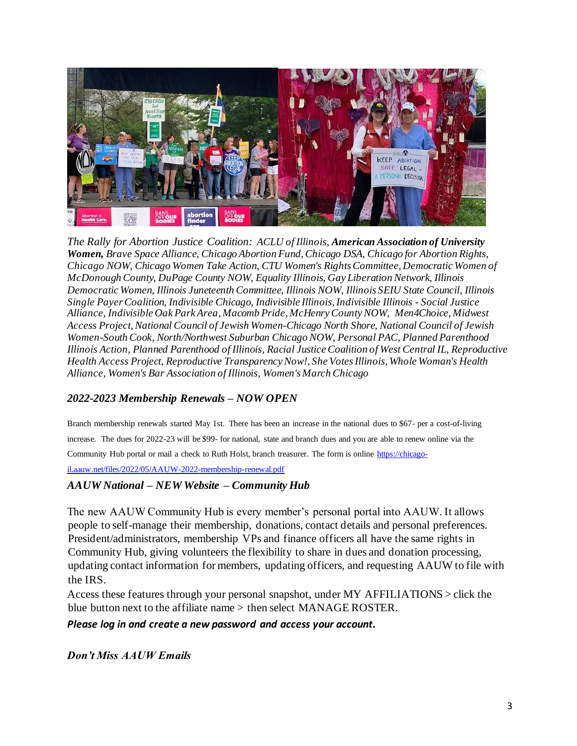*The Rally for Abortion Justice Coalition: ACLU of Illinois, **American Association of University Women,** Brave Space Alliance, Chicago Abortion Fund, Chicago DSA, Chicago for Abortion Rights, Chicago NOW, Chicago Women Take Action, CTU Women's Rights Committee, Democratic Women of McDonough County, DuPage County NOW, Equality Illinois, Gay Liberation Network, Illinois Democratic Women, Illinois Juneteenth Committee, Illinois NOW, Illinois SEIU State Council, Illinois Single Payer Coalition, Indivisible Chicago, Indivisible Illinois, Indivisible Illinois - Social Justice Alliance, Indivisible Oak Park Area, Macomb Pride, McHenry County NOW, Men4Choice, Midwest Access Project, National Council of Jewish Women-Chicago North Shore, National Council of Jewish Women-South Cook, North/Northwest Suburban Chicago NOW, Personal PAC, Planned Parenthood Illinois Action, Planned Parenthood of Illinois, Racial Justice Coalition of West Central IL, Reproductive Health Access Project, Reproductive Transparency Now!, She Votes Illinois, Whole Woman's Health Alliance, Women's Bar Association of Illinois, Women's March Chicago*

### *2022-2023 Membership Renewals – NOW OPEN*

Branch membership renewals started May 1st. There has been an increase in the national dues to $67- per a cost-of-living increase. The dues for 2022-23 will be $99- for national, state and branch dues and you are able to renew online via the Community Hub portal or mail a check to Ruth Holst, branch treasurer. The form is online [https://chicago-il.aauw.net/files/2022/05/AAUW-2022-membership-renewal.pdf](https://chicago-il.aauw.net/files/2022/05/AAUW-2022-membership-renewal.pdf)

### *AAUW National – NEW Website – Community Hub*

The new AAUW Community Hub is every member's personal portal into AAUW. It allows people to self-manage their membership, donations, contact details and personal preferences. President/administrators, membership VPs and finance officers all have the same rights in Community Hub, giving volunteers the flexibility to share in dues and donation processing, updating contact information for members, updating officers, and requesting AAUW to file with the IRS.

Access these features through your personal snapshot, under MY AFFILIATIONS > click the blue button next to the affiliate name > then select MANAGE ROSTER.

***Please log in and create a new password and access your account.***

### *Don't Miss AAUW Emails*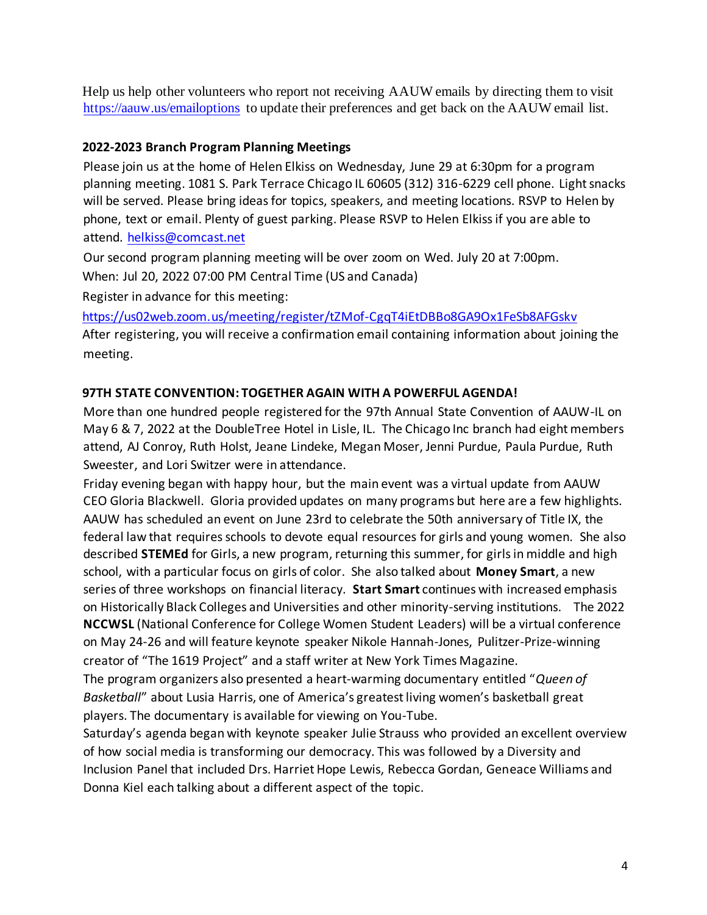Help us help other volunteers who report not receiving AAUW emails by directing them to visit https://aauw.us/emailoptions to update their preferences and get back on the AAUW email list.

**2022-2023 Branch Program Planning Meetings**

Please join us at the home of Helen Elkiss on Wednesday, June 29 at 6:30pm for a program planning meeting. 1081 S. Park Terrace Chicago IL 60605 (312) 316-6229 cell phone. Light snacks will be served. Please bring ideas for topics, speakers, and meeting locations. RSVP to Helen by phone, text or email. Plenty of guest parking. Please RSVP to Helen Elkiss if you are able to attend. helkiss@comcast.net

Our second program planning meeting will be over zoom on Wed. July 20 at 7:00pm.

When: Jul 20, 2022 07:00 PM Central Time (US and Canada)

Register in advance for this meeting:

https://us02web.zoom.us/meeting/register/tZMof-CgqT4iEtDBBo8GA9Ox1FeSb8AFGskv

After registering, you will receive a confirmation email containing information about joining the meeting.

**97TH STATE CONVENTION: TOGETHER AGAIN WITH A POWERFUL AGENDA!**

More than one hundred people registered for the 97th Annual State Convention of AAUW-IL on May 6 & 7, 2022 at the DoubleTree Hotel in Lisle, IL. The Chicago Inc branch had eight members attend, AJ Conroy, Ruth Holst, Jeane Lindeke, Megan Moser, Jenni Purdue, Paula Purdue, Ruth Sweester, and Lori Switzer were in attendance.

Friday evening began with happy hour, but the main event was a virtual update from AAUW CEO Gloria Blackwell. Gloria provided updates on many programs but here are a few highlights. AAUW has scheduled an event on June 23rd to celebrate the 50th anniversary of Title IX, the federal law that requires schools to devote equal resources for girls and young women. She also described **STEMEd** for Girls, a new program, returning this summer, for girls in middle and high school, with a particular focus on girls of color. She also talked about **Money Smart**, a new series of three workshops on financial literacy. **Start Smart** continues with increased emphasis on Historically Black Colleges and Universities and other minority-serving institutions. The 2022 **NCCWSL** (National Conference for College Women Student Leaders) will be a virtual conference on May 24-26 and will feature keynote speaker Nikole Hannah-Jones, Pulitzer-Prize-winning creator of "The 1619 Project" and a staff writer at New York Times Magazine.

The program organizers also presented a heart-warming documentary entitled "*Queen of Basketball*" about Lusia Harris, one of America's greatest living women's basketball great players. The documentary is available for viewing on You-Tube.

Saturday's agenda began with keynote speaker Julie Strauss who provided an excellent overview of how social media is transforming our democracy. This was followed by a Diversity and Inclusion Panel that included Drs. Harriet Hope Lewis, Rebecca Gordan, Geneace Williams and Donna Kiel each talking about a different aspect of the topic.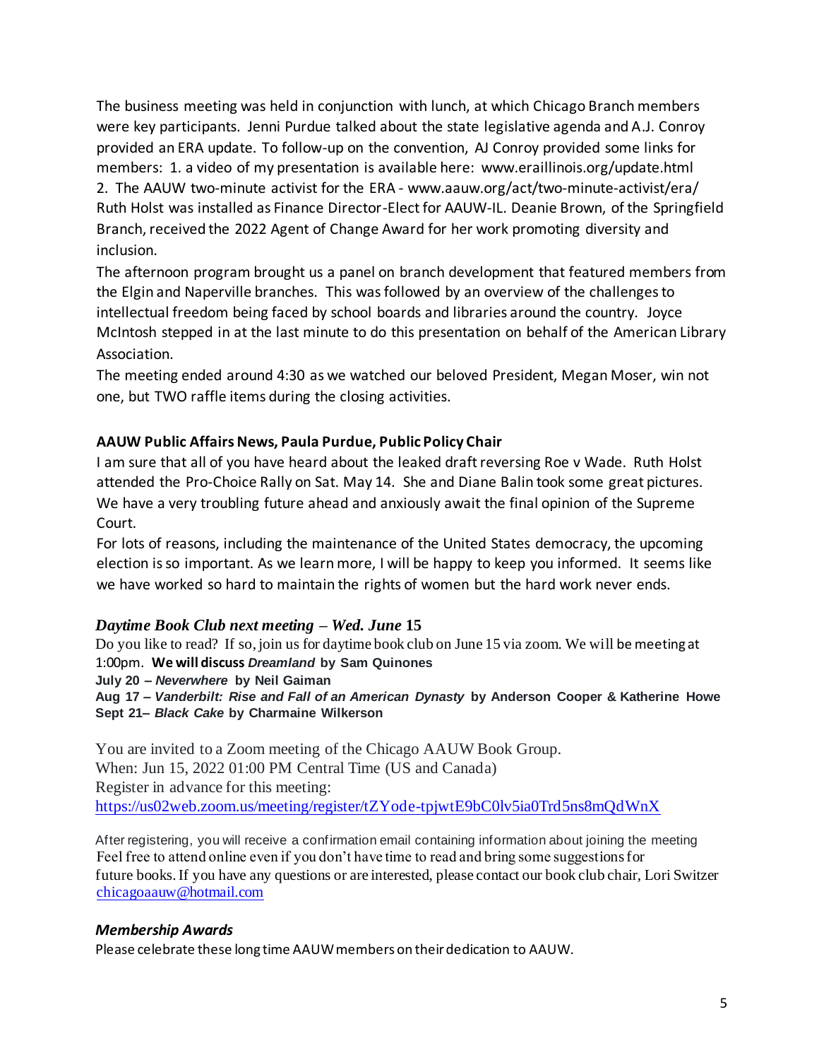The business meeting was held in conjunction with lunch, at which Chicago Branch members were key participants. Jenni Purdue talked about the state legislative agenda and A.J. Conroy provided an ERA update. To follow-up on the convention, AJ Conroy provided some links for members: 1. a video of my presentation is available here: www.eraillinois.org/update.html 2. The AAUW two-minute activist for the ERA - www.aauw.org/act/two-minute-activist/era/ Ruth Holst was installed as Finance Director-Elect for AAUW-IL. Deanie Brown, of the Springfield Branch, received the 2022 Agent of Change Award for her work promoting diversity and inclusion.

The afternoon program brought us a panel on branch development that featured members from the Elgin and Naperville branches. This was followed by an overview of the challenges to intellectual freedom being faced by school boards and libraries around the country. Joyce McIntosh stepped in at the last minute to do this presentation on behalf of the American Library Association.

The meeting ended around 4:30 as we watched our beloved President, Megan Moser, win not one, but TWO raffle items during the closing activities.

**AAUW Public Affairs News, Paula Purdue, Public Policy Chair**

I am sure that all of you have heard about the leaked draft reversing Roe v Wade. Ruth Holst attended the Pro-Choice Rally on Sat. May 14. She and Diane Balin took some great pictures. We have a very troubling future ahead and anxiously await the final opinion of the Supreme Court.

For lots of reasons, including the maintenance of the United States democracy, the upcoming election is so important. As we learn more, I will be happy to keep you informed. It seems like we have worked so hard to maintain the rights of women but the hard work never ends.

***Daytime Book Club next meeting – Wed. June 15***

Do you like to read? If so, join us for daytime book club on June 15 via zoom. We will be meeting at 1:00pm. **We will discuss *Dreamland* by Sam Quinones**

**July 20 – *Neverwhere* by Neil Gaiman**

**Aug 17 – *Vanderbilt: Rise and Fall of an American Dynasty* by Anderson Cooper & Katherine Howe**

**Sept 21– *Black Cake* by Charmaine Wilkerson**

You are invited to a Zoom meeting of the Chicago AAUW Book Group.
When: Jun 15, 2022 01:00 PM Central Time (US and Canada)
Register in advance for this meeting:
https://us02web.zoom.us/meeting/register/tZYode-tpjwtE9bC0lv5ia0Trd5ns8mQdWnX

After registering, you will receive a confirmation email containing information about joining the meeting
Feel free to attend online even if you don't have time to read and bring some suggestions for future books. If you have any questions or are interested, please contact our book club chair, Lori Switzer chicagoaauw@hotmail.com

***Membership Awards***

Please celebrate these long time AAUW members on their dedication to AAUW.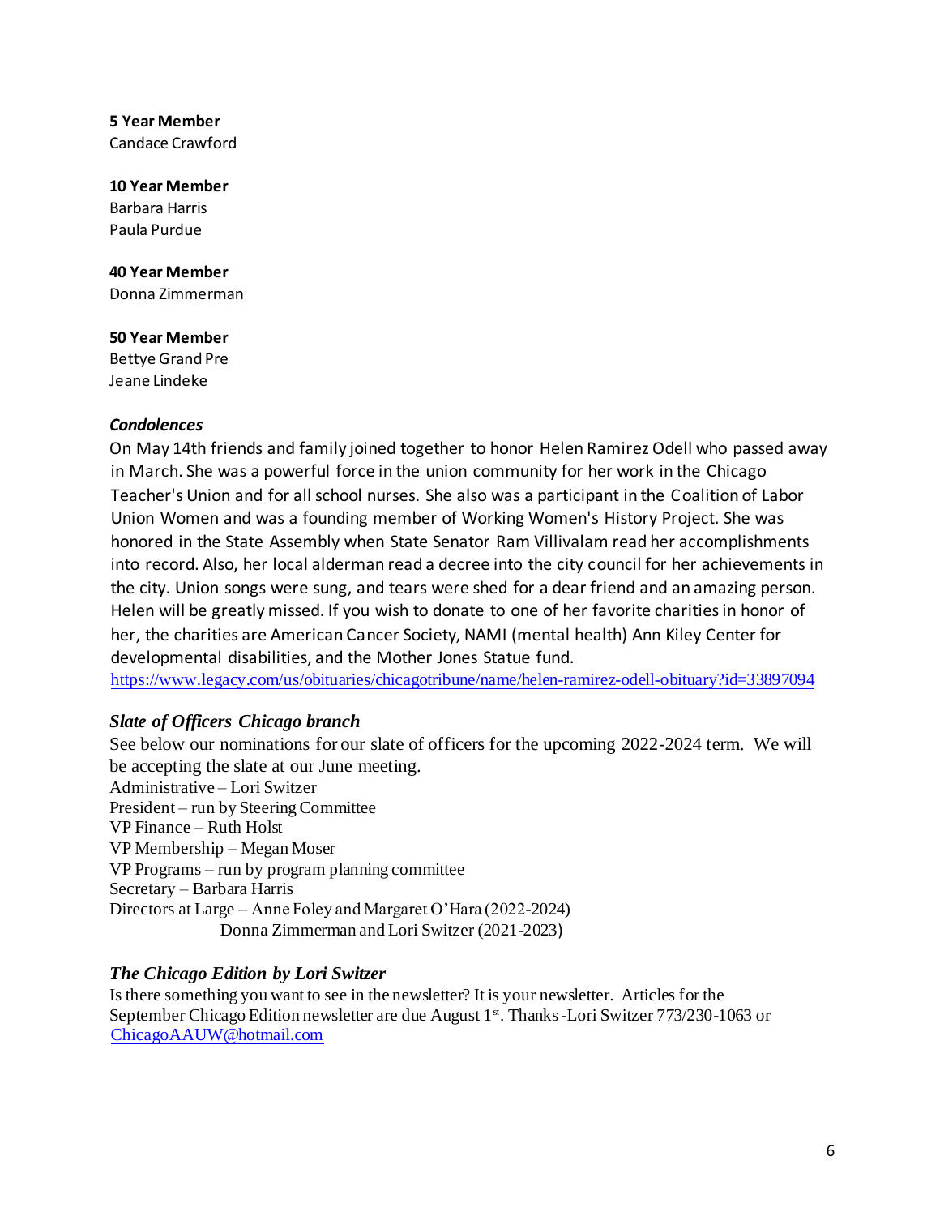**5 Year Member**
Candace Crawford

**10 Year Member**
Barbara Harris
Paula Purdue

**40 Year Member**
Donna Zimmerman

**50 Year Member**
Bettye Grand Pre
Jeane Lindeke

***Condolences***

On May 14th friends and family joined together to honor Helen Ramirez Odell who passed away in March. She was a powerful force in the union community for her work in the Chicago Teacher's Union and for all school nurses. She also was a participant in the Coalition of Labor Union Women and was a founding member of Working Women's History Project. She was honored in the State Assembly when State Senator Ram Villivalam read her accomplishments into record. Also, her local alderman read a decree into the city council for her achievements in the city. Union songs were sung, and tears were shed for a dear friend and an amazing person. Helen will be greatly missed. If you wish to donate to one of her favorite charities in honor of her, the charities are American Cancer Society, NAMI (mental health) Ann Kiley Center for developmental disabilities, and the Mother Jones Statue fund.
https://www.legacy.com/us/obituaries/chicagotribune/name/helen-ramirez-odell-obituary?id=33897094

***Slate of Officers Chicago branch***

See below our nominations for our slate of officers for the upcoming 2022-2024 term. We will be accepting the slate at our June meeting.

Administrative – Lori Switzer
President – run by Steering Committee
VP Finance – Ruth Holst
VP Membership – Megan Moser
VP Programs – run by program planning committee
Secretary – Barbara Harris
Directors at Large – Anne Foley and Margaret O'Hara (2022-2024)
Donna Zimmerman and Lori Switzer (2021-2023)

***The Chicago Edition by Lori Switzer***

Is there something you want to see in the newsletter? It is your newsletter. Articles for the September Chicago Edition newsletter are due August 1st. Thanks -Lori Switzer 773/230-1063 or ChicagoAAUW@hotmail.com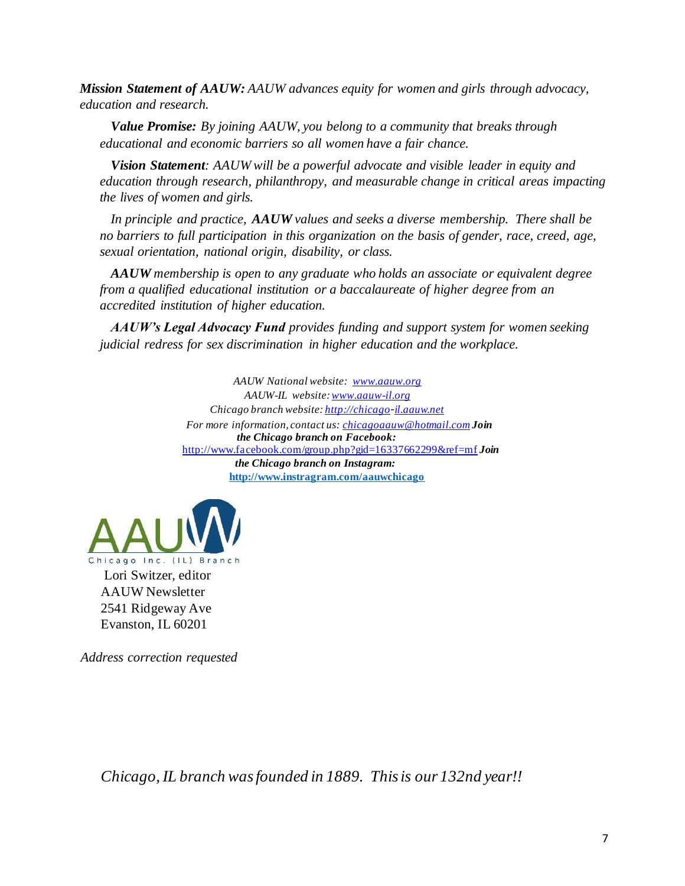***Mission Statement of AAUW:*** *AAUW advances equity for women and girls through advocacy, education and research.*

***Value Promise:*** *By joining AAUW, you belong to a community that breaks through educational and economic barriers so all women have a fair chance.*

***Vision Statement****: AAUW will be a powerful advocate and visible leader in equity and education through research, philanthropy, and measurable change in critical areas impacting the lives of women and girls.*

*In principle and practice,* ***AAUW*** *values and seeks a diverse membership. There shall be no barriers to full participation in this organization on the basis of gender, race, creed, age, sexual orientation, national origin, disability, or class.*

***AAUW*** *membership is open to any graduate who holds an associate or equivalent degree from a qualified educational institution or a baccalaureate of higher degree from an accredited institution of higher education.*

***AAUW's Legal Advocacy Fund*** *provides funding and support system for women seeking judicial redress for sex discrimination in higher education and the workplace.*

*AAUW National website:* [www.aauw.org](http://www.aauw.org)
*AAUW-IL website:* [www.aauw-il.org](http://www.aauw-il.org)
*Chicago branch website:* [http://chicago-il.aauw.net](http://chicago-il.aauw.net)
*For more information, contact us:* [chicagoaauw@hotmail.com](mailto:chicagoaauw@hotmail.com)
***Join the Chicago branch on Facebook:***
[http://www.facebook.com/group.php?gid=16337662299&ref=mf](http://www.facebook.com/group.php?gid=16337662299&ref=mf)
***Join the Chicago branch on Instagram:***
**[http://www.instragram.com/aauwchicago](http://www.instragram.com/aauwchicago)**

AAUW
Chicago Inc. (IL) Branch

Lori Switzer, editor
AAUW Newsletter
2541 Ridgeway Ave
Evanston, IL 60201

*Address correction requested*

*Chicago, IL branch was founded in 1889. This is our 132nd year!!*